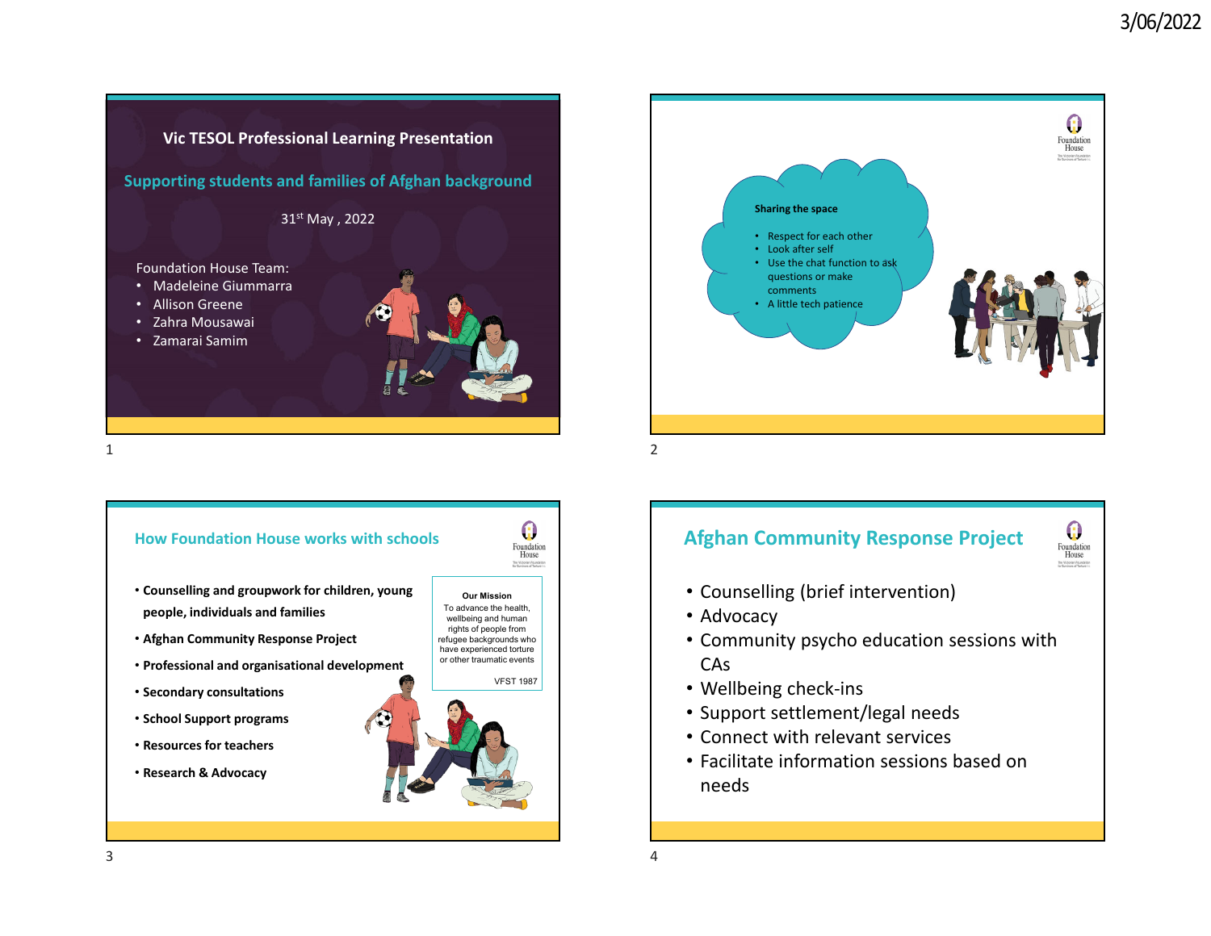# Vic TESOL Professional Learning Presentation

## Supporting students and families of Afghan background

31st May , 2022

Foundation House Team:

- Madeleine Giummarra
- Allison Greene
- Zahra Mousawai
- Zamarai Samim

---

**Sharing the space**

- Respect for each other
- Look after self
- Use the chat function to ask questions or make comments
- A little tech patience

---

## How Foundation House works with schools

- **Counselling and groupwork for children, young people, individuals and families**
- **Afghan Community Response Project**
- **Professional and organisational development**
- **Secondary consultations**
- **School Support programs**
- **Resources for teachers**
- **Research & Advocacy**

**Our Mission**

To advance the health, wellbeing and human rights of people from refugee backgrounds who have experienced torture or other traumatic events

VFST 1987

---

## Afghan Community Response Project

- Counselling (brief intervention)
- Advocacy
- Community psycho education sessions with CAs
- Wellbeing check-ins
- Support settlement/legal needs
- Connect with relevant services
- Facilitate information sessions based on needs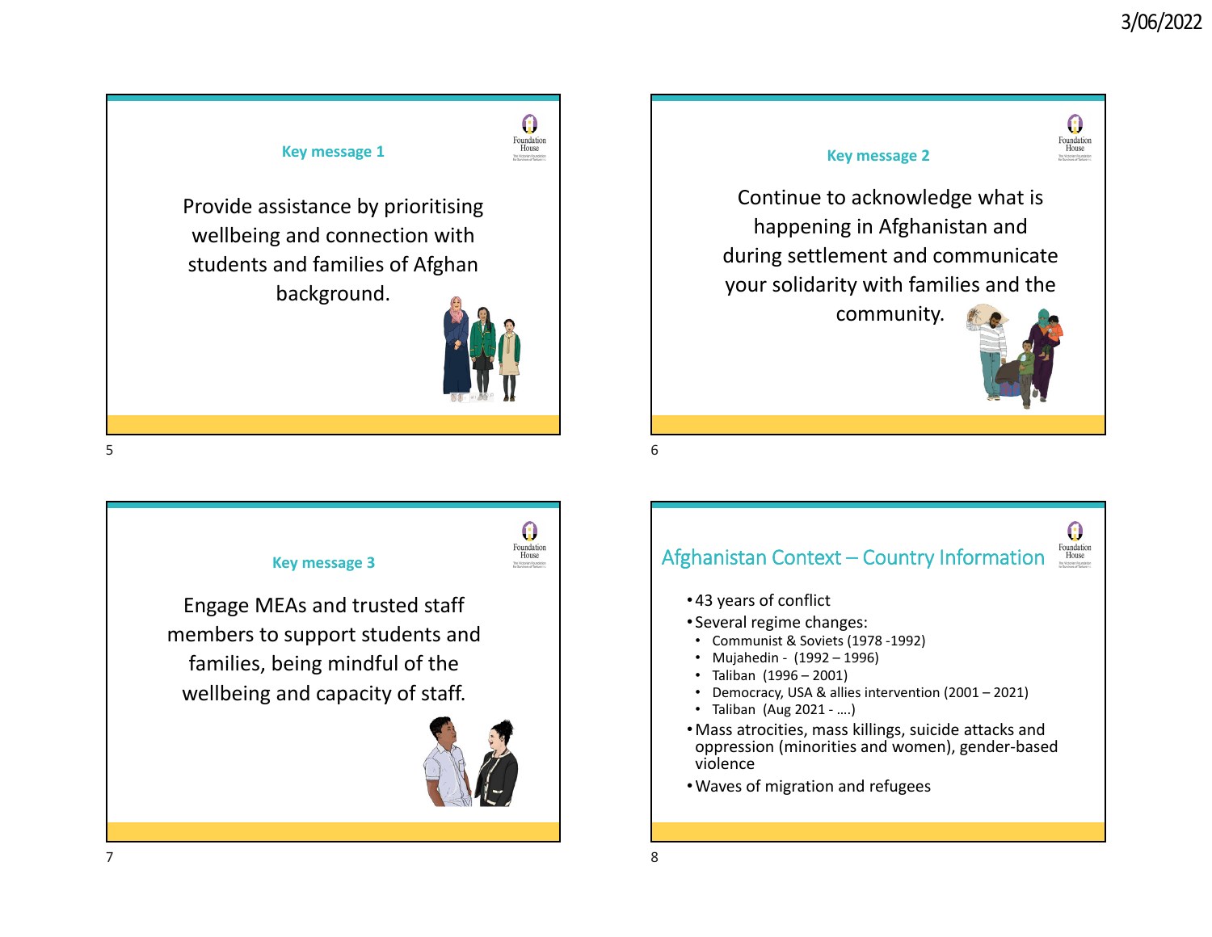## Key message 1

Provide assistance by prioritising wellbeing and connection with students and families of Afghan background.

## Key message 2

Continue to acknowledge what is happening in Afghanistan and during settlement and communicate your solidarity with families and the community.

## Key message 3

Engage MEAs and trusted staff members to support students and families, being mindful of the wellbeing and capacity of staff.

## Afghanistan Context – Country Information

- 43 years of conflict
- Several regime changes:
  - Communist & Soviets (1978 -1992)
  - Mujahedin - (1992 – 1996)
  - Taliban (1996 – 2001)
  - Democracy, USA & allies intervention (2001 – 2021)
  - Taliban (Aug 2021 - ….)
- Mass atrocities, mass killings, suicide attacks and oppression (minorities and women), gender-based violence
- Waves of migration and refugees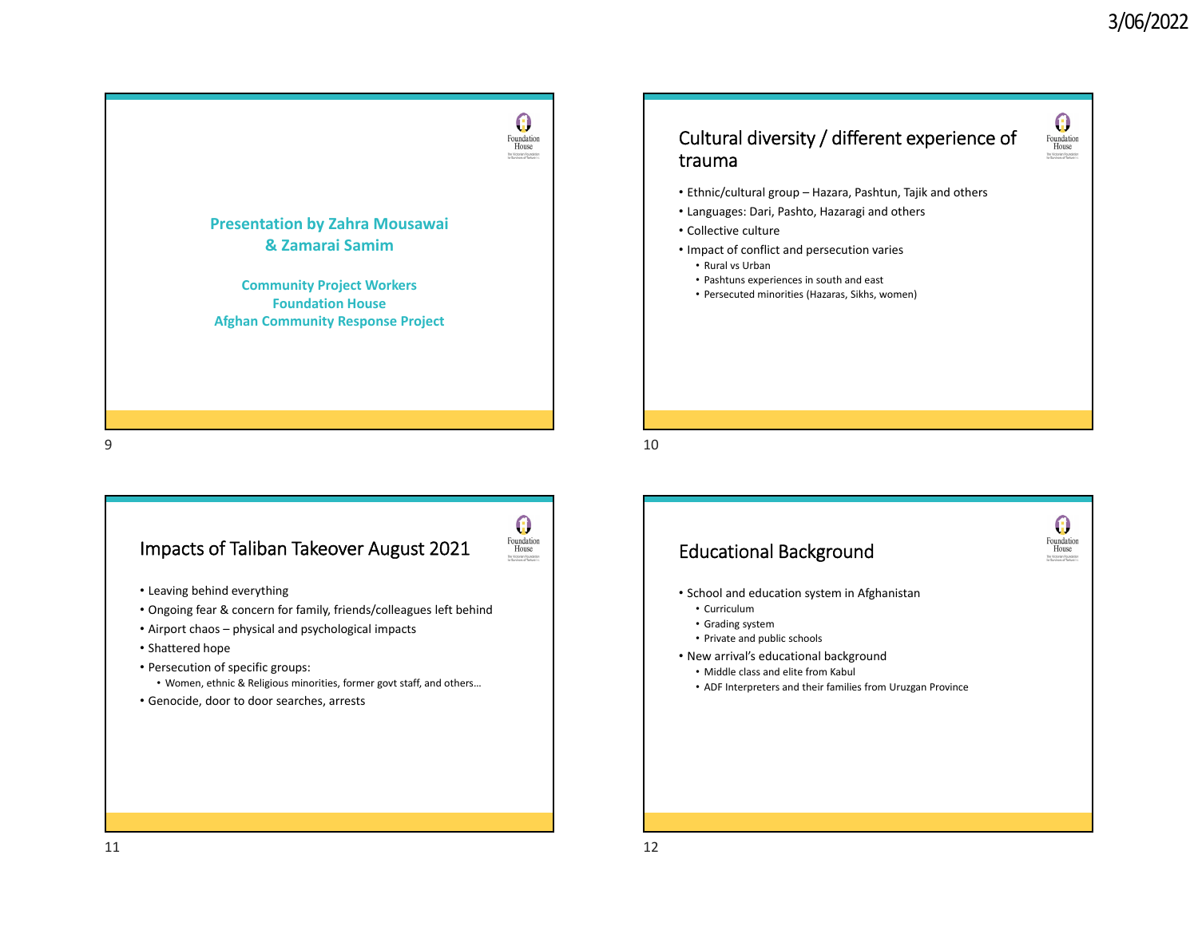**Presentation by Zahra Mousawai & Zamarai Samim**

**Community Project Workers**
**Foundation House**
**Afghan Community Response Project**

## Cultural diversity / different experience of trauma

- Ethnic/cultural group – Hazara, Pashtun, Tajik and others
- Languages: Dari, Pashto, Hazaragi and others
- Collective culture
- Impact of conflict and persecution varies
  - Rural vs Urban
  - Pashtuns experiences in south and east
  - Persecuted minorities (Hazaras, Sikhs, women)

## Impacts of Taliban Takeover August 2021

- Leaving behind everything
- Ongoing fear & concern for family, friends/colleagues left behind
- Airport chaos – physical and psychological impacts
- Shattered hope
- Persecution of specific groups:
  - Women, ethnic & Religious minorities, former govt staff, and others…
- Genocide, door to door searches, arrests

## Educational Background

- School and education system in Afghanistan
  - Curriculum
  - Grading system
  - Private and public schools
- New arrival's educational background
  - Middle class and elite from Kabul
  - ADF Interpreters and their families from Uruzgan Province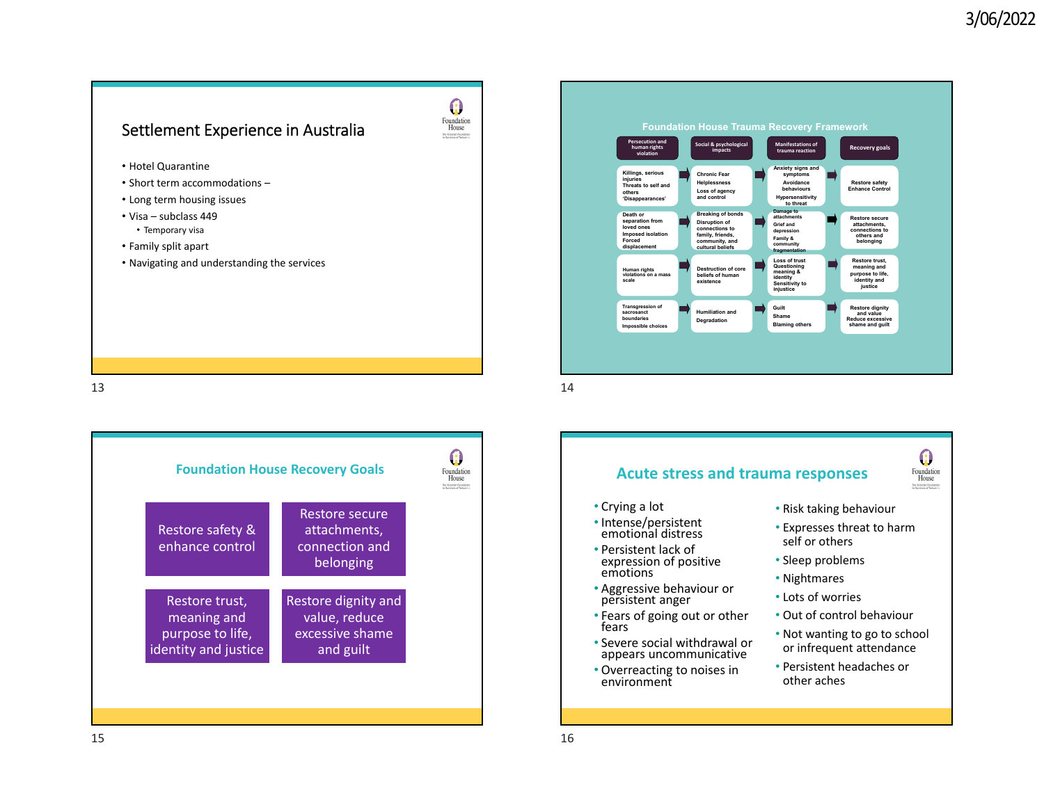## Settlement Experience in Australia

- Hotel Quarantine
- Short term accommodations –
- Long term housing issues
- Visa – subclass 449
  - Temporary visa
- Family split apart
- Navigating and understanding the services

## Foundation House Trauma Recovery Framework

| Persecution and human rights violation | Social & psychological impacts | Manifestations of trauma reaction | Recovery goals |
|---|---|---|---|
| Killings, serious injuries<br>Threats to self and others<br>'Disappearances' | Chronic Fear<br>Helplessness<br>Loss of agency and control | Anxiety signs and symptoms<br>Avoidance behaviours<br>Hypersensitivity to threat | Restore safety<br>Enhance Control |
| Death or separation from loved ones<br>Imposed isolation<br>Forced displacement | Breaking of bonds<br>Disruption of connections to family, friends, community, and cultural beliefs | Damage to attachments<br>Grief and depression<br>Family & community fragmentation | Restore secure attachments, connections to others and belonging |
| Human rights violations on a mass scale | Destruction of core beliefs of human existence | Loss of trust<br>Questioning meaning & identity<br>Sensitivity to injustice | Restore trust, meaning and purpose to life, identity and justice |
| Transgression of sacrosanct boundaries<br>Impossible choices | Humiliation and Degradation | Guilt<br>Shame<br>Blaming others | Restore dignity and value<br>Reduce excessive shame and guilt |

## Foundation House Recovery Goals

- Restore safety & enhance control
- Restore secure attachments, connection and belonging
- Restore trust, meaning and purpose to life, identity and justice
- Restore dignity and value, reduce excessive shame and guilt

## Acute stress and trauma responses

- Crying a lot
- Intense/persistent emotional distress
- Persistent lack of expression of positive emotions
- Aggressive behaviour or persistent anger
- Fears of going out or other fears
- Severe social withdrawal or appears uncommunicative
- Overreacting to noises in environment
- Risk taking behaviour
- Expresses threat to harm self or others
- Sleep problems
- Nightmares
- Lots of worries
- Out of control behaviour
- Not wanting to go to school or infrequent attendance
- Persistent headaches or other aches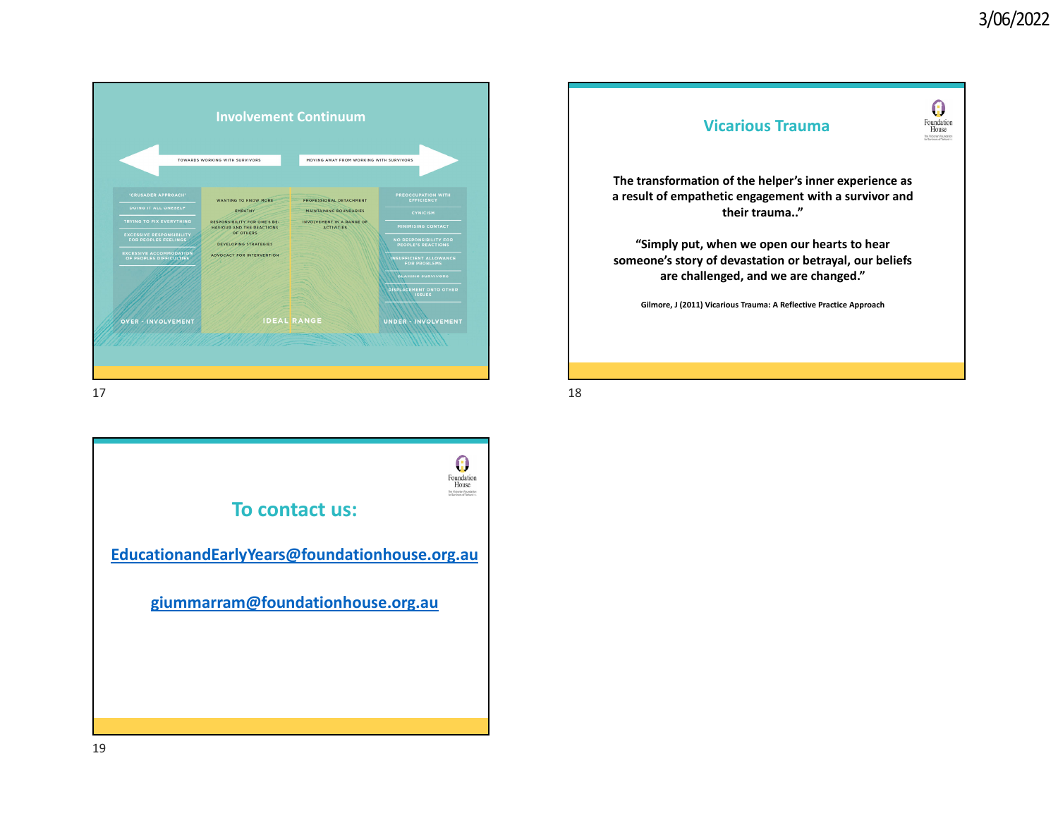## Involvement Continuum

TOWARDS WORKING WITH SURVIVORS

MOVING AWAY FROM WORKING WITH SURVIVORS

| OVER - INVOLVEMENT | IDEAL RANGE | | UNDER - INVOLVEMENT |
|---|---|---|---|
| 'CRUSADER APPROACH' | WANTING TO KNOW MORE | PROFESSIONAL DETACHMENT | PREOCCUPATION WITH EFFICIENCY |
| DOING IT ALL ONESELF | EMPATHY | MAINTAINING BOUNDARIES | CYNICISM |
| TRYING TO FIX EVERYTHING | RESPONSIBILITY FOR ONE'S BEHAVIOUR AND THE REACTIONS OF OTHERS | INVOLVEMENT IN A RANGE OF ACTIVITIES | MINIMISING CONTACT |
| EXCESSIVE RESPONSIBILITY FOR PEOPLES FEELINGS | DEVELOPING STRATEGIES | | NO RESPONSIBILITY FOR PEOPLE'S REACTIONS |
| EXCESSIVE ACCOMMODATION OF PEOPLES DIFFICULTIES | ADVOCACY FOR INTERVENTION | | INSUFFICIENT ALLOWANCE FOR PROBLEMS |
| | | | BLAMING SURVIVORS |
| | | | DISPLACEMENT ONTO OTHER ISSUES |

## Vicarious Trauma

**The transformation of the helper's inner experience as a result of empathetic engagement with a survivor and their trauma.."**

**"Simply put, when we open our hearts to hear someone's story of devastation or betrayal, our beliefs are challenged, and we are changed."**

**Gilmore, J (2011) Vicarious Trauma: A Reflective Practice Approach**

## To contact us:

**EducationandEarlyYears@foundationhouse.org.au**

**giummarram@foundationhouse.org.au**